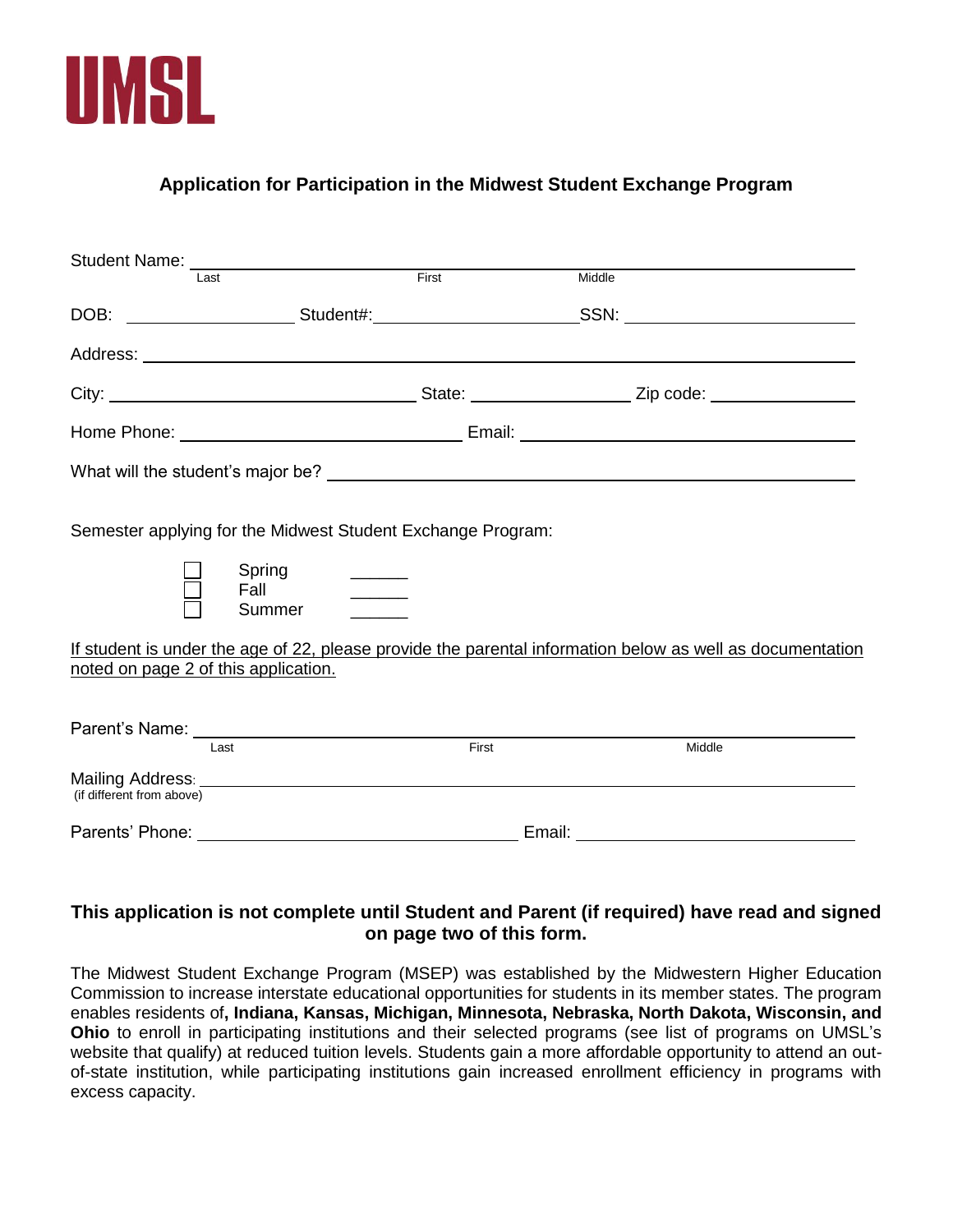# UMSL

## Application for Participation in the Midwest Student Exchange Program

Student Name: ______________________________________________
Last First Middle

DOB: ______________ Student#: ____________________ SSN: ____________________

Address: ______________________________________________

City: ____________________________ State: ______________ Zip code: ______________

Home Phone: ___________________________ Email: ________________________________

What will the student's major be? ______________________________________________

Semester applying for the Midwest Student Exchange Program:

- ☐ Spring ______
- ☐ Fall ______
- ☐ Summer ______

If student is under the age of 22, please provide the parental information below as well as documentation noted on page 2 of this application.

Parent's Name: ______________________________________________
Last First Middle

Mailing Address: ______________________________________________
(if different from above)

Parents' Phone: ______________________________ Email: ___________________________

**This application is not complete until Student and Parent (if required) have read and signed on page two of this form.**

The Midwest Student Exchange Program (MSEP) was established by the Midwestern Higher Education Commission to increase interstate educational opportunities for students in its member states. The program enables residents of**, Indiana, Kansas, Michigan, Minnesota, Nebraska, North Dakota, Wisconsin, and Ohio** to enroll in participating institutions and their selected programs (see list of programs on UMSL's website that qualify) at reduced tuition levels. Students gain a more affordable opportunity to attend an out-of-state institution, while participating institutions gain increased enrollment efficiency in programs with excess capacity.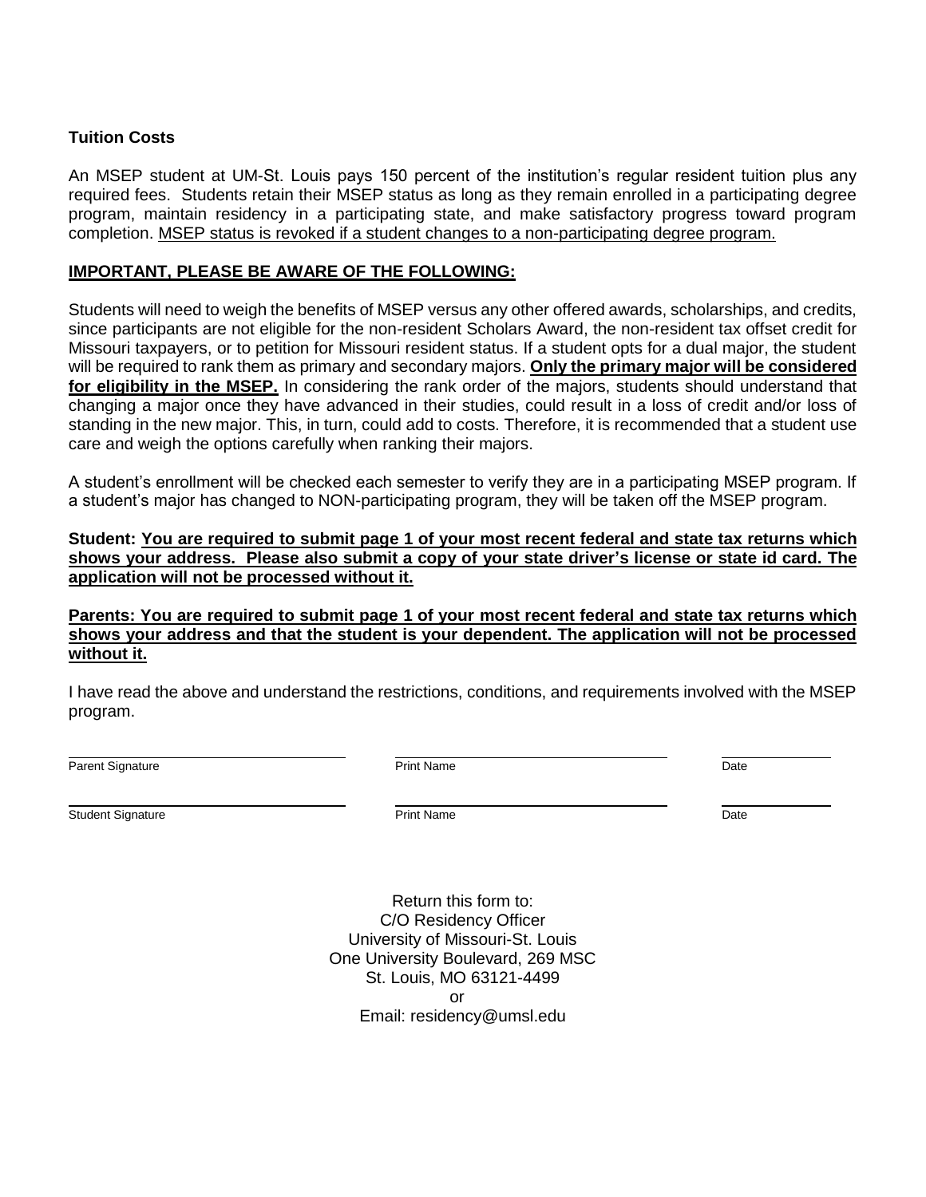**Tuition Costs**

An MSEP student at UM-St. Louis pays 150 percent of the institution's regular resident tuition plus any required fees. Students retain their MSEP status as long as they remain enrolled in a participating degree program, maintain residency in a participating state, and make satisfactory progress toward program completion. <u>MSEP status is revoked if a student changes to a non-participating degree program.</u>

**<u>IMPORTANT, PLEASE BE AWARE OF THE FOLLOWING:</u>**

Students will need to weigh the benefits of MSEP versus any other offered awards, scholarships, and credits, since participants are not eligible for the non-resident Scholars Award, the non-resident tax offset credit for Missouri taxpayers, or to petition for Missouri resident status. If a student opts for a dual major, the student will be required to rank them as primary and secondary majors. **<u>Only the primary major will be considered for eligibility in the MSEP.</u>** In considering the rank order of the majors, students should understand that changing a major once they have advanced in their studies, could result in a loss of credit and/or loss of standing in the new major. This, in turn, could add to costs. Therefore, it is recommended that a student use care and weigh the options carefully when ranking their majors.

A student's enrollment will be checked each semester to verify they are in a participating MSEP program. If a student's major has changed to NON-participating program, they will be taken off the MSEP program.

**Student: <u>You are required to submit page 1 of your most recent federal and state tax returns which shows your address. Please also submit a copy of your state driver's license or state id card. The application will not be processed without it.</u>**

**<u>Parents: You are required to submit page 1 of your most recent federal and state tax returns which shows your address and that the student is your dependent. The application will not be processed without it.</u>**

I have read the above and understand the restrictions, conditions, and requirements involved with the MSEP program.

| | | |
|---|---|---|
| Parent Signature | Print Name | Date |
| Student Signature | Print Name | Date |

Return this form to:
C/O Residency Officer
University of Missouri-St. Louis
One University Boulevard, 269 MSC
St. Louis, MO 63121-4499
or
Email: residency@umsl.edu